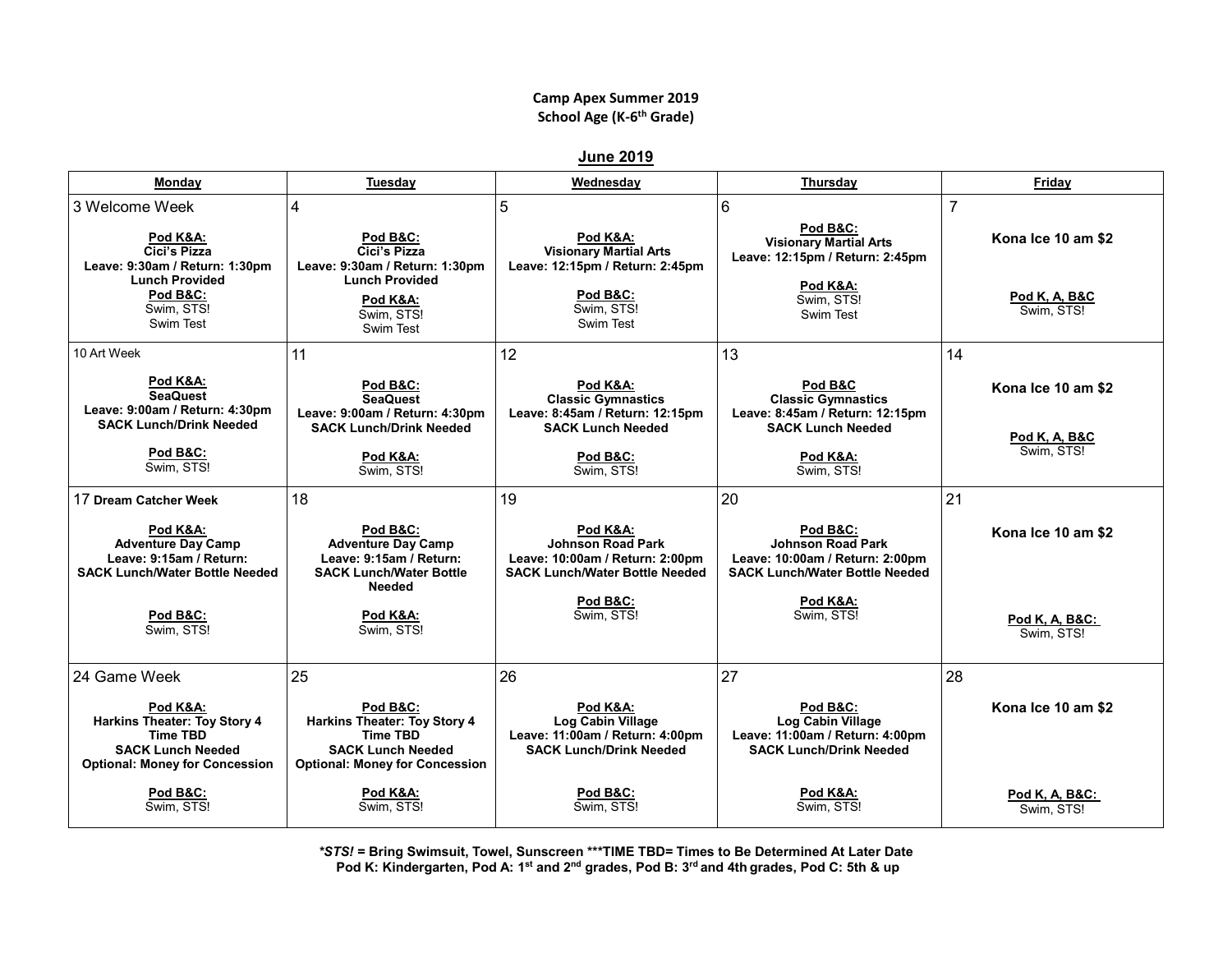**Camp Apex Summer 2019**
**School Age (K-6th Grade)**

## June 2019

| Monday | Tuesday | Wednesday | Thursday | Friday |
|---|---|---|---|---|
| 3 Welcome Week<br><br>**Pod K&A:**<br>**Cici's Pizza**<br>**Leave: 9:30am / Return: 1:30pm**<br>**Lunch Provided**<br>**Pod B&C:**<br>Swim, STS!<br>Swim Test | 4<br><br>**Pod B&C:**<br>**Cici's Pizza**<br>**Leave: 9:30am / Return: 1:30pm**<br>**Lunch Provided**<br>**Pod K&A:**<br>Swim, STS!<br>Swim Test | 5<br><br>**Pod K&A:**<br>**Visionary Martial Arts**<br>**Leave: 12:15pm / Return: 2:45pm**<br><br>**Pod B&C:**<br>Swim, STS!<br>Swim Test | 6<br><br>**Pod B&C:**<br>**Visionary Martial Arts**<br>**Leave: 12:15pm / Return: 2:45pm**<br><br>**Pod K&A:**<br>Swim, STS!<br>Swim Test | 7<br><br>**Kona Ice 10 am $2**<br><br>**Pod K, A, B&C**<br>Swim, STS! |
| 10 Art Week<br><br>**Pod K&A:**<br>**SeaQuest**<br>**Leave: 9:00am / Return: 4:30pm**<br>**SACK Lunch/Drink Needed**<br><br>**Pod B&C:**<br>Swim, STS! | 11<br><br>**Pod B&C:**<br>**SeaQuest**<br>**Leave: 9:00am / Return: 4:30pm**<br>**SACK Lunch/Drink Needed**<br><br>**Pod K&A:**<br>Swim, STS! | 12<br><br>**Pod K&A:**<br>**Classic Gymnastics**<br>**Leave: 8:45am / Return: 12:15pm**<br>**SACK Lunch Needed**<br><br>**Pod B&C:**<br>Swim, STS! | 13<br><br>**Pod B&C**<br>**Classic Gymnastics**<br>**Leave: 8:45am / Return: 12:15pm**<br>**SACK Lunch Needed**<br><br>**Pod K&A:**<br>Swim, STS! | 14<br><br>**Kona Ice 10 am $2**<br><br>**Pod K, A, B&C**<br>Swim, STS! |
| 17 **Dream Catcher Week**<br><br>**Pod K&A:**<br>**Adventure Day Camp**<br>**Leave: 9:15am / Return:**<br>**SACK Lunch/Water Bottle Needed**<br><br>**Pod B&C:**<br>Swim, STS! | 18<br><br>**Pod B&C:**<br>**Adventure Day Camp**<br>**Leave: 9:15am / Return:**<br>**SACK Lunch/Water Bottle Needed**<br><br>**Pod K&A:**<br>Swim, STS! | 19<br><br>**Pod K&A:**<br>**Johnson Road Park**<br>**Leave: 10:00am / Return: 2:00pm**<br>**SACK Lunch/Water Bottle Needed**<br><br>**Pod B&C:**<br>Swim, STS! | 20<br><br>**Pod B&C:**<br>**Johnson Road Park**<br>**Leave: 10:00am / Return: 2:00pm**<br>**SACK Lunch/Water Bottle Needed**<br><br>**Pod K&A:**<br>Swim, STS! | 21<br><br>**Kona Ice 10 am $2**<br><br>**Pod K, A, B&C:**<br>Swim, STS! |
| 24 Game Week<br><br>**Pod K&A:**<br>**Harkins Theater: Toy Story 4**<br>**Time TBD**<br>**SACK Lunch Needed**<br>**Optional: Money for Concession**<br><br>**Pod B&C:**<br>Swim, STS! | 25<br><br>**Pod B&C:**<br>**Harkins Theater: Toy Story 4**<br>**Time TBD**<br>**SACK Lunch Needed**<br>**Optional: Money for Concession**<br><br>**Pod K&A:**<br>Swim, STS! | 26<br><br>**Pod K&A:**<br>**Log Cabin Village**<br>**Leave: 11:00am / Return: 4:00pm**<br>**SACK Lunch/Drink Needed**<br><br>**Pod B&C:**<br>Swim, STS! | 27<br><br>**Pod B&C:**<br>**Log Cabin Village**<br>**Leave: 11:00am / Return: 4:00pm**<br>**SACK Lunch/Drink Needed**<br><br>**Pod K&A:**<br>Swim, STS! | 28<br><br>**Kona Ice 10 am $2**<br><br>**Pod K, A, B&C:**<br>Swim, STS! |

***STS!* = Bring Swimsuit, Towel, Sunscreen \*\*\*TIME TBD= Times to Be Determined At Later Date**
**Pod K: Kindergarten, Pod A: 1st and 2nd grades, Pod B: 3rd and 4th grades, Pod C: 5th & up**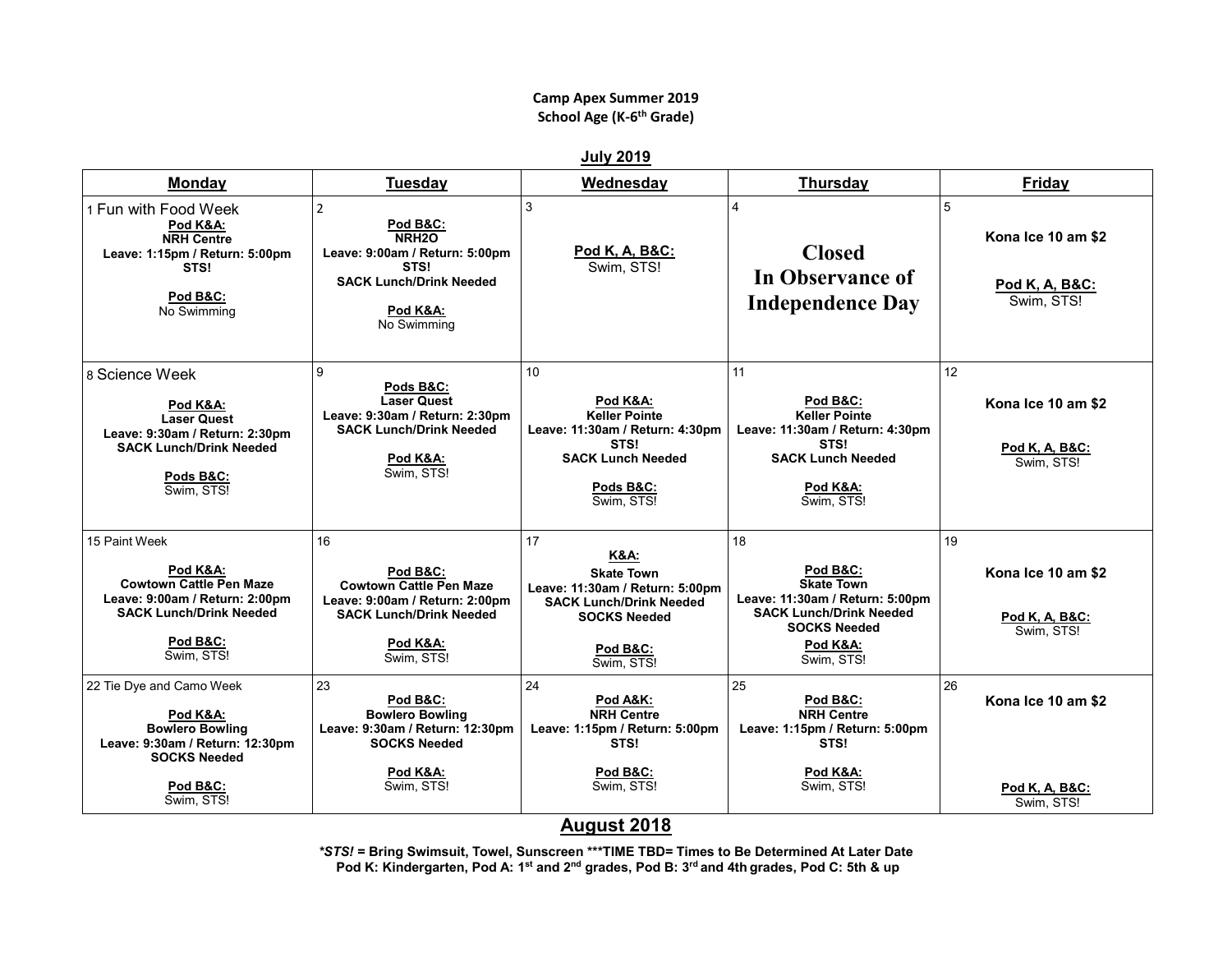**Camp Apex Summer 2019**
**School Age (K-6th Grade)**

**July 2019**

| **Monday** | **Tuesday** | **Wednesday** | **Thursday** | **Friday** |
|---|---|---|---|---|
| 1 Fun with Food Week<br>**Pod K&A:**<br>**NRH Centre**<br>**Leave: 1:15pm / Return: 5:00pm**<br>**STS!**<br><br>**Pod B&C:**<br>No Swimming | 2<br>**Pod B&C:**<br>**NRH2O**<br>**Leave: 9:00am / Return: 5:00pm**<br>**STS!**<br>**SACK Lunch/Drink Needed**<br><br>**Pod K&A:**<br>No Swimming | 3<br>**Pod K, A, B&C:**<br>Swim, STS! | 4<br>**Closed In Observance of Independence Day** | 5<br>**Kona Ice 10 am $2**<br><br>**Pod K, A, B&C:**<br>Swim, STS! |
| 8 Science Week<br><br>**Pod K&A:**<br>**Laser Quest**<br>**Leave: 9:30am / Return: 2:30pm**<br>**SACK Lunch/Drink Needed**<br><br>**Pods B&C:**<br>Swim, STS! | 9<br>**Pods B&C:**<br>**Laser Quest**<br>**Leave: 9:30am / Return: 2:30pm**<br>**SACK Lunch/Drink Needed**<br><br>**Pod K&A:**<br>Swim, STS! | 10<br>**Pod K&A:**<br>**Keller Pointe**<br>**Leave: 11:30am / Return: 4:30pm**<br>**STS!**<br>**SACK Lunch Needed**<br><br>**Pods B&C:**<br>Swim, STS! | 11<br>**Pod B&C:**<br>**Keller Pointe**<br>**Leave: 11:30am / Return: 4:30pm**<br>**STS!**<br>**SACK Lunch Needed**<br><br>**Pod K&A:**<br>Swim, STS! | 12<br>**Kona Ice 10 am $2**<br><br>**Pod K, A, B&C:**<br>Swim, STS! |
| 15 Paint Week<br><br>**Pod K&A:**<br>**Cowtown Cattle Pen Maze**<br>**Leave: 9:00am / Return: 2:00pm**<br>**SACK Lunch/Drink Needed**<br><br>**Pod B&C:**<br>Swim, STS! | 16<br>**Pod B&C:**<br>**Cowtown Cattle Pen Maze**<br>**Leave: 9:00am / Return: 2:00pm**<br>**SACK Lunch/Drink Needed**<br><br>**Pod K&A:**<br>Swim, STS! | 17<br>**K&A:**<br>**Skate Town**<br>**Leave: 11:30am / Return: 5:00pm**<br>**SACK Lunch/Drink Needed**<br>**SOCKS Needed**<br><br>**Pod B&C:**<br>Swim, STS! | 18<br>**Pod B&C:**<br>**Skate Town**<br>**Leave: 11:30am / Return: 5:00pm**<br>**SACK Lunch/Drink Needed**<br>**SOCKS Needed**<br>**Pod K&A:**<br>Swim, STS! | 19<br>**Kona Ice 10 am $2**<br><br>**Pod K, A, B&C:**<br>Swim, STS! |
| 22 Tie Dye and Camo Week<br><br>**Pod K&A:**<br>**Bowlero Bowling**<br>**Leave: 9:30am / Return: 12:30pm**<br>**SOCKS Needed**<br><br>**Pod B&C:**<br>Swim, STS! | 23<br>**Pod B&C:**<br>**Bowlero Bowling**<br>**Leave: 9:30am / Return: 12:30pm**<br>**SOCKS Needed**<br><br>**Pod K&A:**<br>Swim, STS! | 24<br>**Pod A&K:**<br>**NRH Centre**<br>**Leave: 1:15pm / Return: 5:00pm**<br>**STS!**<br><br>**Pod B&C:**<br>Swim, STS! | 25<br>**Pod B&C:**<br>**NRH Centre**<br>**Leave: 1:15pm / Return: 5:00pm**<br>**STS!**<br><br>**Pod K&A:**<br>Swim, STS! | 26<br>**Kona Ice 10 am $2**<br><br>**Pod K, A, B&C:**<br>Swim, STS! |

**August 2018**

***STS!* = Bring Swimsuit, Towel, Sunscreen ***TIME TBD= Times to Be Determined At Later Date**
**Pod K: Kindergarten, Pod A: 1st and 2nd grades, Pod B: 3rd and 4th grades, Pod C: 5th & up**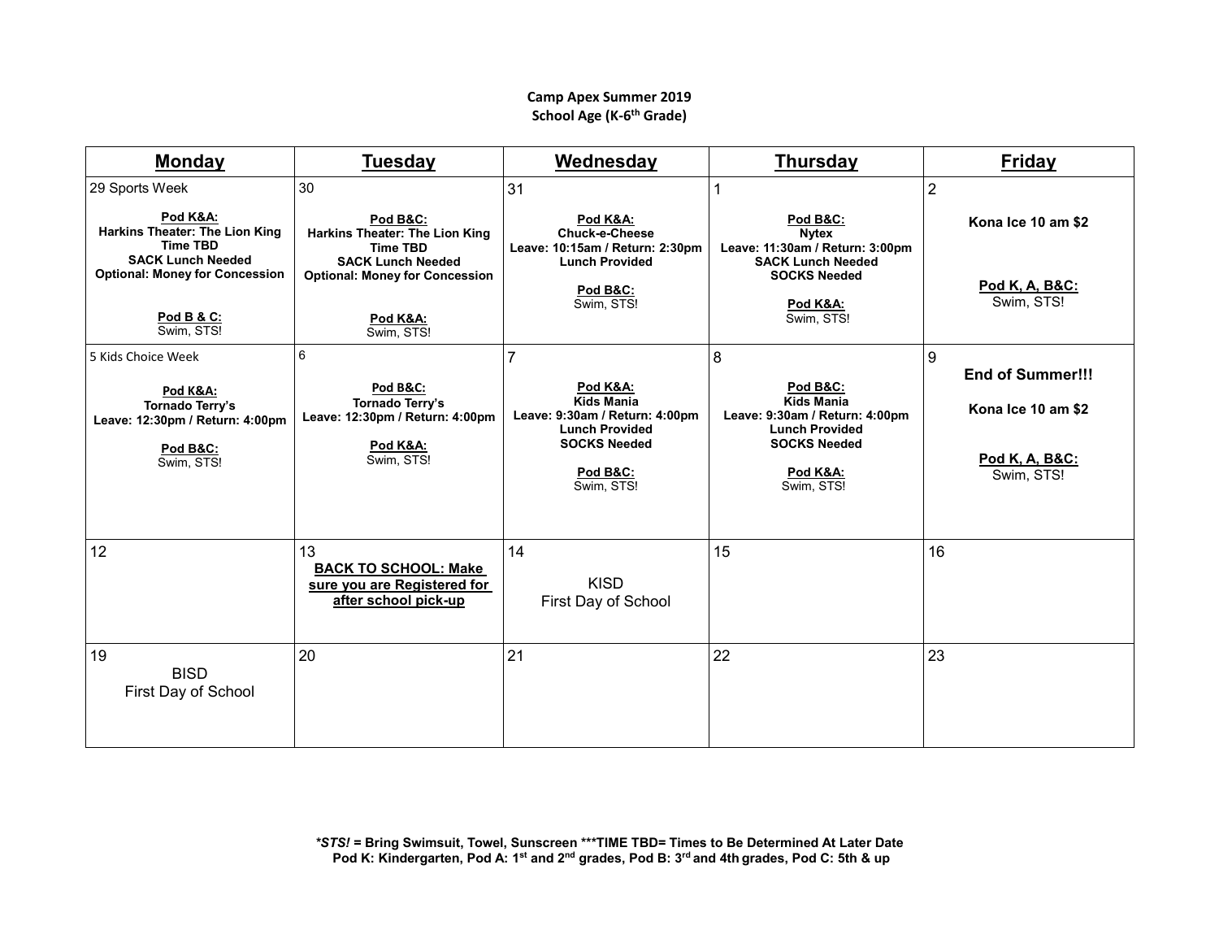**Camp Apex Summer 2019**
**School Age (K-6th Grade)**

| Monday | Tuesday | Wednesday | Thursday | Friday |
| --- | --- | --- | --- | --- |
| 29 Sports Week<br><br>**Pod K&A:**<br>**Harkins Theater: The Lion King**<br>**Time TBD**<br>**SACK Lunch Needed**<br>**Optional: Money for Concession**<br><br>**Pod B & C:**<br>Swim, STS! | 30<br><br>**Pod B&C:**<br>**Harkins Theater: The Lion King**<br>**Time TBD**<br>**SACK Lunch Needed**<br>**Optional: Money for Concession**<br><br>**Pod K&A:**<br>Swim, STS! | 31<br><br>**Pod K&A:**<br>**Chuck-e-Cheese**<br>**Leave: 10:15am / Return: 2:30pm**<br>**Lunch Provided**<br><br>**Pod B&C:**<br>Swim, STS! | 1<br><br>**Pod B&C:**<br>**Nytex**<br>**Leave: 11:30am / Return: 3:00pm**<br>**SACK Lunch Needed**<br>**SOCKS Needed**<br><br>**Pod K&A:**<br>Swim, STS! | 2<br><br>**Kona Ice 10 am $2**<br><br>**Pod K, A, B&C:**<br>Swim, STS! |
| 5 Kids Choice Week<br><br>**Pod K&A:**<br>**Tornado Terry's**<br>**Leave: 12:30pm / Return: 4:00pm**<br><br>**Pod B&C:**<br>Swim, STS! | 6<br><br>**Pod B&C:**<br>**Tornado Terry's**<br>**Leave: 12:30pm / Return: 4:00pm**<br><br>**Pod K&A:**<br>Swim, STS! | 7<br><br>**Pod K&A:**<br>**Kids Mania**<br>**Leave: 9:30am / Return: 4:00pm**<br>**Lunch Provided**<br>**SOCKS Needed**<br><br>**Pod B&C:**<br>Swim, STS! | 8<br><br>**Pod B&C:**<br>**Kids Mania**<br>**Leave: 9:30am / Return: 4:00pm**<br>**Lunch Provided**<br>**SOCKS Needed**<br><br>**Pod K&A:**<br>Swim, STS! | 9<br>**End of Summer!!!**<br><br>**Kona Ice 10 am $2**<br><br>**Pod K, A, B&C:**<br>Swim, STS! |
| 12 | 13<br>**BACK TO SCHOOL: Make sure you are Registered for after school pick-up** | 14<br><br>KISD<br>First Day of School | 15 | 16 |
| 19<br>BISD<br>First Day of School | 20 | 21 | 22 | 23 |

***STS!* = Bring Swimsuit, Towel, Sunscreen ***TIME TBD= Times to Be Determined At Later Date**
**Pod K: Kindergarten, Pod A: 1st and 2nd grades, Pod B: 3rd and 4th grades, Pod C: 5th & up**